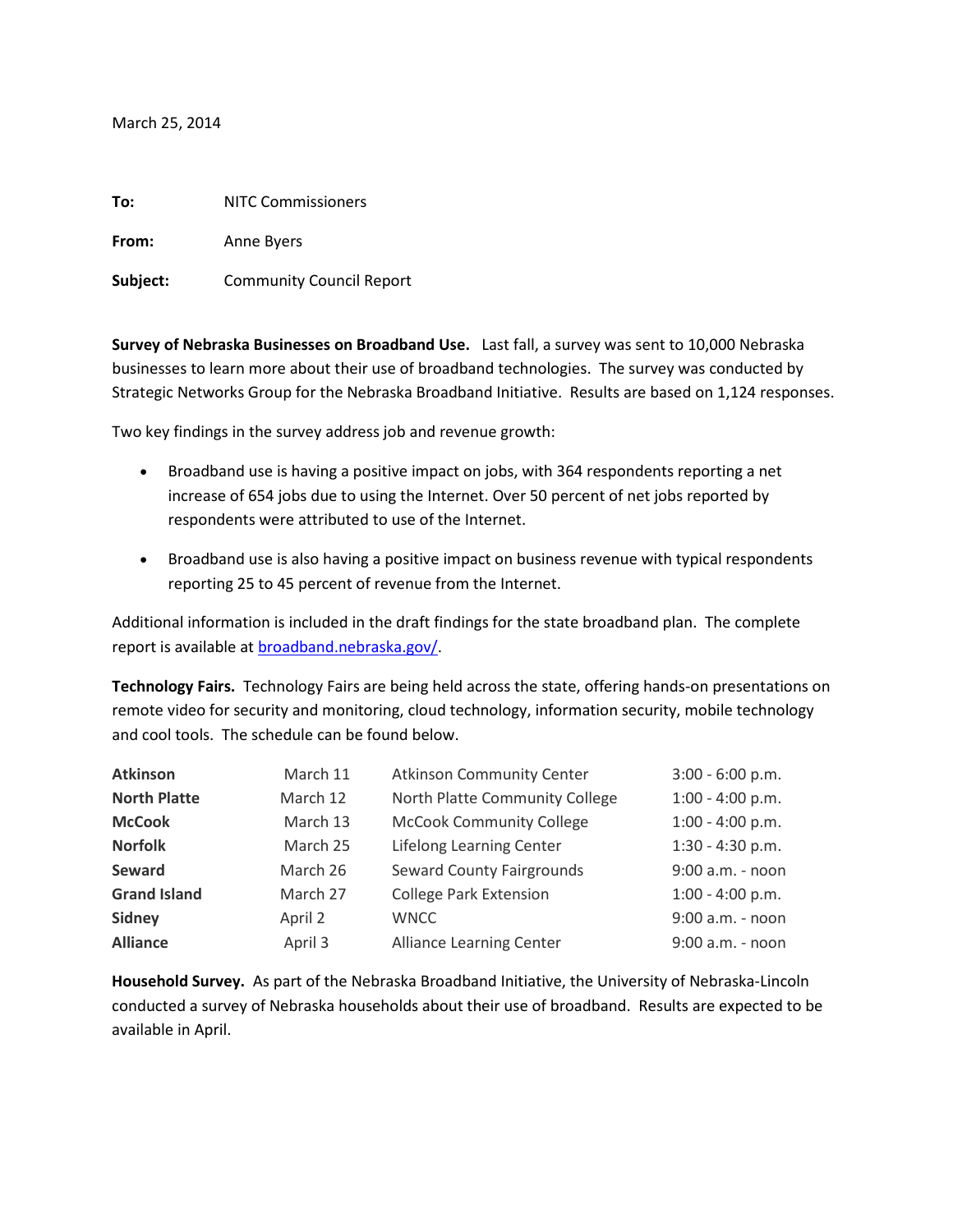March 25, 2014

**To:** NITC Commissioners

**From:** Anne Byers

**Subject:** Community Council Report

**Survey of Nebraska Businesses on Broadband Use.** Last fall, a survey was sent to 10,000 Nebraska businesses to learn more about their use of broadband technologies. The survey was conducted by Strategic Networks Group for the Nebraska Broadband Initiative. Results are based on 1,124 responses.

Two key findings in the survey address job and revenue growth:

- Broadband use is having a positive impact on jobs, with 364 respondents reporting a net increase of 654 jobs due to using the Internet. Over 50 percent of net jobs reported by respondents were attributed to use of the Internet.
- Broadband use is also having a positive impact on business revenue with typical respondents reporting 25 to 45 percent of revenue from the Internet.

Additional information is included in the draft findings for the state broadband plan. The complete report is available at [broadband.nebraska.gov/](http://broadband.nebraska.gov/).

**Technology Fairs.** Technology Fairs are being held across the state, offering hands-on presentations on remote video for security and monitoring, cloud technology, information security, mobile technology and cool tools. The schedule can be found below.

| | | | |
|---|---|---|---|
| **Atkinson** | March 11 | Atkinson Community Center | 3:00 - 6:00 p.m. |
| **North Platte** | March 12 | North Platte Community College | 1:00 - 4:00 p.m. |
| **McCook** | March 13 | McCook Community College | 1:00 - 4:00 p.m. |
| **Norfolk** | March 25 | Lifelong Learning Center | 1:30 - 4:30 p.m. |
| **Seward** | March 26 | Seward County Fairgrounds | 9:00 a.m. - noon |
| **Grand Island** | March 27 | College Park Extension | 1:00 - 4:00 p.m. |
| **Sidney** | April 2 | WNCC | 9:00 a.m. - noon |
| **Alliance** | April 3 | Alliance Learning Center | 9:00 a.m. - noon |

**Household Survey.** As part of the Nebraska Broadband Initiative, the University of Nebraska-Lincoln conducted a survey of Nebraska households about their use of broadband. Results are expected to be available in April.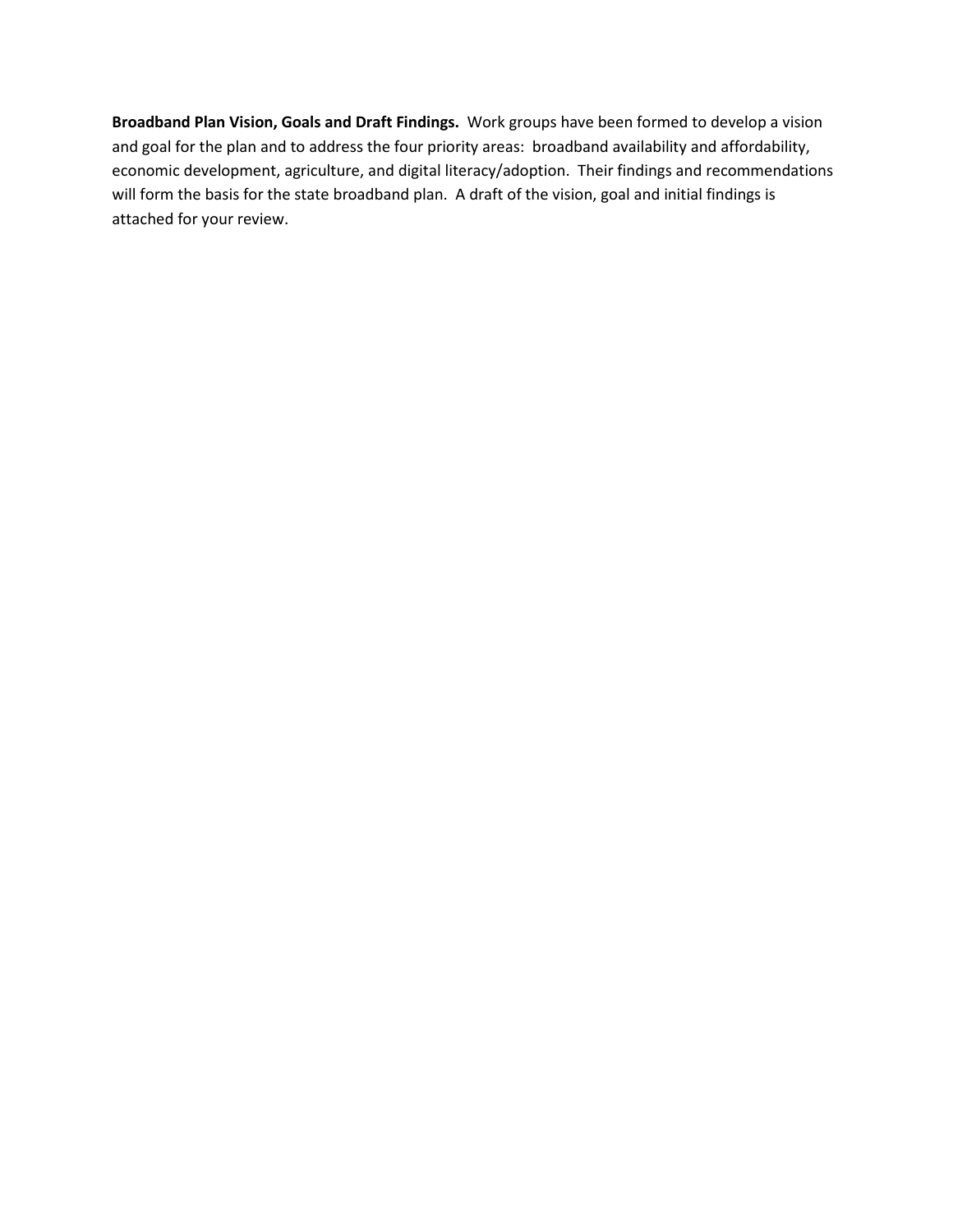**Broadband Plan Vision, Goals and Draft Findings.** Work groups have been formed to develop a vision and goal for the plan and to address the four priority areas: broadband availability and affordability, economic development, agriculture, and digital literacy/adoption. Their findings and recommendations will form the basis for the state broadband plan. A draft of the vision, goal and initial findings is attached for your review.